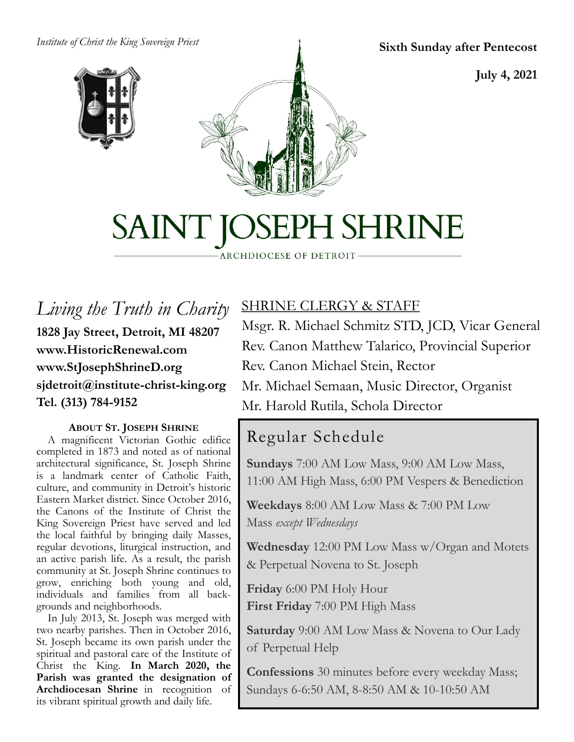*Institute of Christ the King Sovereign Priest*

**Sixth Sunday after Pentecost**

**July 4, 2021**

# SAINT JOSEPH SHRINE

ARCHDIOCESE OF DETROIT

## *Living the Truth in Charity*

**1828 Jay Street, Detroit, MI 48207**
**www.HistoricRenewal.com**
**www.StJosephShrineD.org**
**sjdetroit@institute-christ-king.org**
**Tel. (313) 784-9152**

#### ABOUT ST. JOSEPH SHRINE

A magnificent Victorian Gothic edifice completed in 1873 and noted as of national architectural significance, St. Joseph Shrine is a landmark center of Catholic Faith, culture, and community in Detroit's historic Eastern Market district. Since October 2016, the Canons of the Institute of Christ the King Sovereign Priest have served and led the local faithful by bringing daily Masses, regular devotions, liturgical instruction, and an active parish life. As a result, the parish community at St. Joseph Shrine continues to grow, enriching both young and old, individuals and families from all backgrounds and neighborhoods.

In July 2013, St. Joseph was merged with two nearby parishes. Then in October 2016, St. Joseph became its own parish under the spiritual and pastoral care of the Institute of Christ the King. **In March 2020, the Parish was granted the designation of Archdiocesan Shrine** in recognition of its vibrant spiritual growth and daily life.

## SHRINE CLERGY & STAFF

Msgr. R. Michael Schmitz STD, JCD, Vicar General
Rev. Canon Matthew Talarico, Provincial Superior
Rev. Canon Michael Stein, Rector
Mr. Michael Semaan, Music Director, Organist
Mr. Harold Rutila, Schola Director

## Regular Schedule

**Sundays** 7:00 AM Low Mass, 9:00 AM Low Mass, 11:00 AM High Mass, 6:00 PM Vespers & Benediction

**Weekdays** 8:00 AM Low Mass & 7:00 PM Low Mass *except Wednesdays*

**Wednesday** 12:00 PM Low Mass w/Organ and Motets & Perpetual Novena to St. Joseph

**Friday** 6:00 PM Holy Hour
**First Friday** 7:00 PM High Mass

**Saturday** 9:00 AM Low Mass & Novena to Our Lady of Perpetual Help

**Confessions** 30 minutes before every weekday Mass; Sundays 6-6:50 AM, 8-8:50 AM & 10-10:50 AM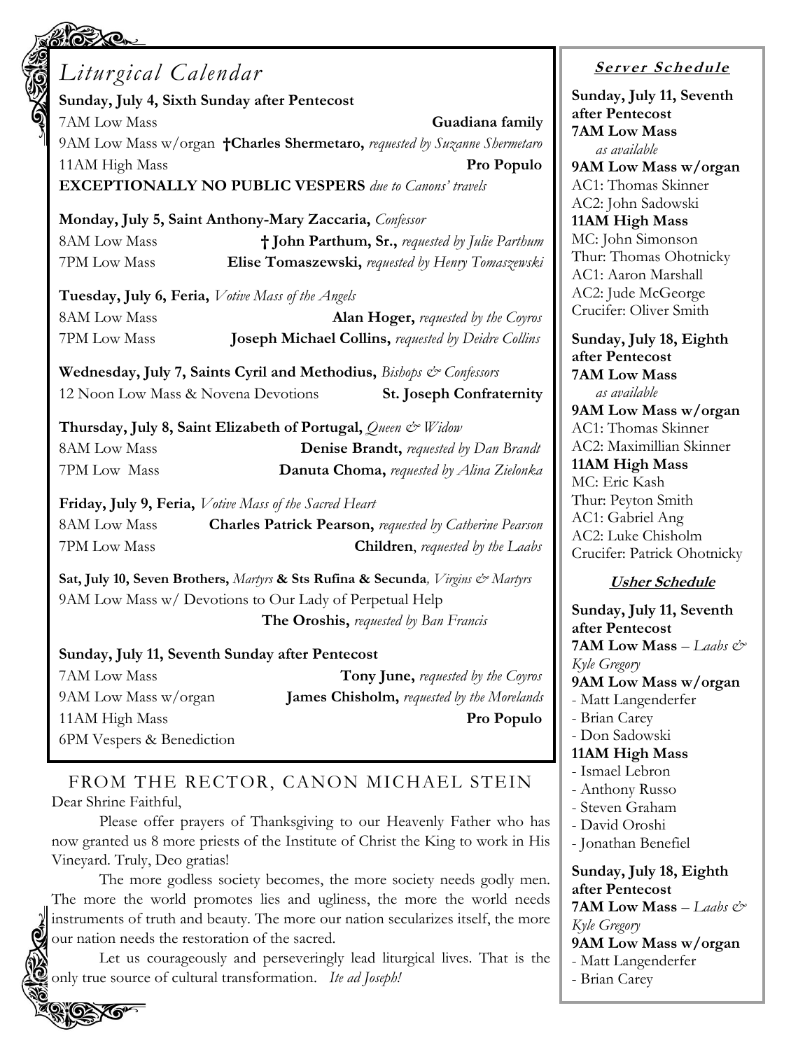## *Liturgical Calendar*

**Sunday, July 4, Sixth Sunday after Pentecost**

7AM Low Mass **Guadiana family**

9AM Low Mass w/organ **†Charles Shermetaro,** *requested by Suzanne Shermetaro*

11AM High Mass **Pro Populo**

**EXCEPTIONALLY NO PUBLIC VESPERS** *due to Canons' travels*

**Monday, July 5, Saint Anthony-Mary Zaccaria,** *Confessor*

8AM Low Mass **† John Parthum, Sr.,** *requested by Julie Parthum*

7PM Low Mass **Elise Tomaszewski,** *requested by Henry Tomaszewski*

**Tuesday, July 6, Feria,** *Votive Mass of the Angels*

8AM Low Mass **Alan Hoger,** *requested by the Coyros*

7PM Low Mass **Joseph Michael Collins,** *requested by Deidre Collins*

**Wednesday, July 7, Saints Cyril and Methodius,** *Bishops & Confessors*

12 Noon Low Mass & Novena Devotions **St. Joseph Confraternity**

**Thursday, July 8, Saint Elizabeth of Portugal,** *Queen & Widow*

8AM Low Mass **Denise Brandt,** *requested by Dan Brandt*

7PM Low Mass **Danuta Choma,** *requested by Alina Zielonka*

**Friday, July 9, Feria,** *Votive Mass of the Sacred Heart*

8AM Low Mass **Charles Patrick Pearson,** *requested by Catherine Pearson*

7PM Low Mass **Children**, *requested by the Laabs*

**Sat, July 10, Seven Brothers,** *Martyrs* **& Sts Rufina & Secunda***, Virgins & Martyrs*

9AM Low Mass w/ Devotions to Our Lady of Perpetual Help

**The Oroshis,** *requested by Ban Francis*

**Sunday, July 11, Seventh Sunday after Pentecost**

7AM Low Mass **Tony June,** *requested by the Coyros*

9AM Low Mass w/organ **James Chisholm,** *requested by the Morelands*

11AM High Mass **Pro Populo**

6PM Vespers & Benediction

## FROM THE RECTOR, CANON MICHAEL STEIN

Dear Shrine Faithful,

Please offer prayers of Thanksgiving to our Heavenly Father who has now granted us 8 more priests of the Institute of Christ the King to work in His Vineyard. Truly, Deo gratias!

The more godless society becomes, the more society needs godly men. The more the world promotes lies and ugliness, the more the world needs instruments of truth and beauty. The more our nation secularizes itself, the more our nation needs the restoration of the sacred.

Let us courageously and perseveringly lead liturgical lives. That is the only true source of cultural transformation. *Ite ad Joseph!*

### Server Schedule

**Sunday, July 11, Seventh after Pentecost**

**7AM Low Mass**
*as available*

**9AM Low Mass w/organ**
AC1: Thomas Skinner
AC2: John Sadowski

**11AM High Mass**
MC: John Simonson
Thur: Thomas Ohotnicky
AC1: Aaron Marshall
AC2: Jude McGeorge
Crucifer: Oliver Smith

**Sunday, July 18, Eighth after Pentecost**

**7AM Low Mass**
*as available*

**9AM Low Mass w/organ**
AC1: Thomas Skinner
AC2: Maximillian Skinner

**11AM High Mass**
MC: Eric Kash
Thur: Peyton Smith
AC1: Gabriel Ang
AC2: Luke Chisholm
Crucifer: Patrick Ohotnicky

### Usher Schedule

**Sunday, July 11, Seventh after Pentecost**

**7AM Low Mass** – *Laabs & Kyle Gregory*

**9AM Low Mass w/organ**
- Matt Langenderfer
- Brian Carey
- Don Sadowski

**11AM High Mass**
- Ismael Lebron
- Anthony Russo
- Steven Graham
- David Oroshi
- Jonathan Benefiel

**Sunday, July 18, Eighth after Pentecost**

**7AM Low Mass** – *Laabs & Kyle Gregory*

**9AM Low Mass w/organ**
- Matt Langenderfer
- Brian Carey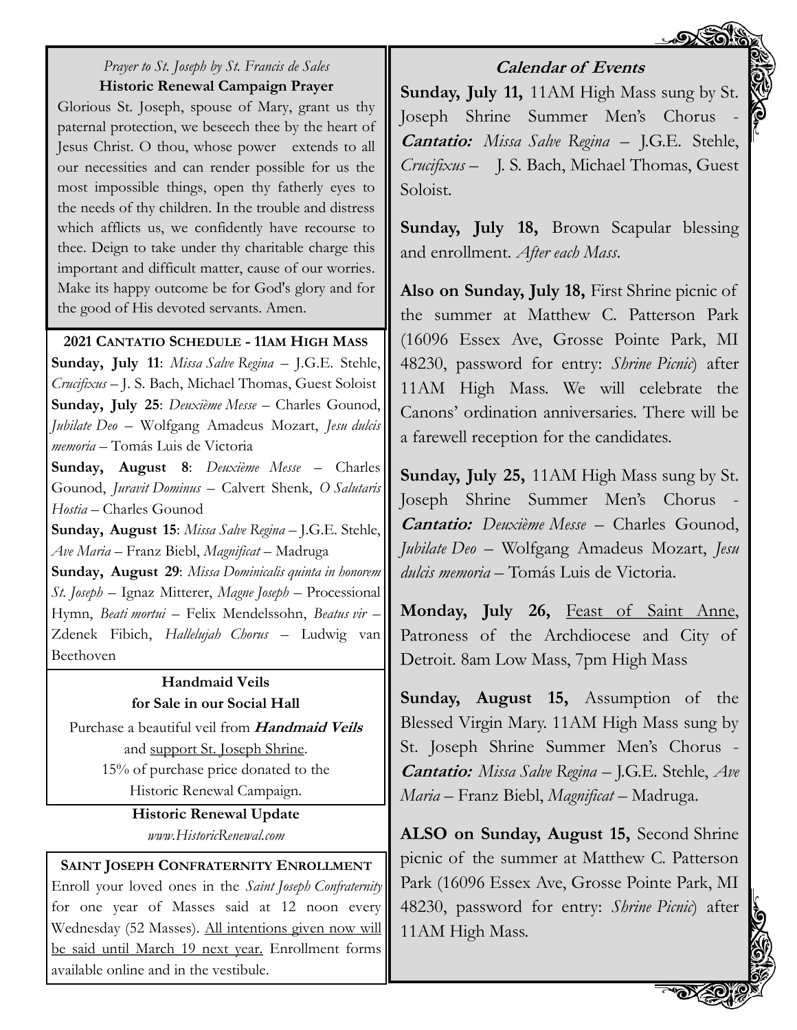*Prayer to St. Joseph by St. Francis de Sales*

**Historic Renewal Campaign Prayer**

Glorious St. Joseph, spouse of Mary, grant us thy paternal protection, we beseech thee by the heart of Jesus Christ. O thou, whose power extends to all our necessities and can render possible for us the most impossible things, open thy fatherly eyes to the needs of thy children. In the trouble and distress which afflicts us, we confidently have recourse to thee. Deign to take under thy charitable charge this important and difficult matter, cause of our worries. Make its happy outcome be for God's glory and for the good of His devoted servants. Amen.

**2021 CANTATIO SCHEDULE - 11AM HIGH MASS**

**Sunday, July 11**: *Missa Salve Regina* – J.G.E. Stehle, *Crucifixus* – J. S. Bach, Michael Thomas, Guest Soloist

**Sunday, July 25**: *Deuxième Messe* – Charles Gounod, *Jubilate Deo* – Wolfgang Amadeus Mozart, *Jesu dulcis memoria* – Tomás Luis de Victoria

**Sunday, August 8**: *Deuxième Messe* – Charles Gounod, *Juravit Dominus* – Calvert Shenk, *O Salutaris Hostia* – Charles Gounod

**Sunday, August 15**: *Missa Salve Regina* – J.G.E. Stehle, *Ave Maria* – Franz Biebl, *Magnificat* – Madruga

**Sunday, August 29**: *Missa Dominicalis quinta in honorem St. Joseph* – Ignaz Mitterer, *Magne Joseph* – Processional Hymn, *Beati mortui* – Felix Mendelssohn, *Beatus vir* – Zdenek Fibich, *Hallelujah Chorus* – Ludwig van Beethoven

**Handmaid Veils for Sale in our Social Hall**

Purchase a beautiful veil from ***Handmaid Veils*** and support St. Joseph Shrine.
15% of purchase price donated to the Historic Renewal Campaign.

**Historic Renewal Update**

*www.HistoricRenewal.com*

**SAINT JOSEPH CONFRATERNITY ENROLLMENT**

Enroll your loved ones in the *Saint Joseph Confraternity* for one year of Masses said at 12 noon every Wednesday (52 Masses). All intentions given now will be said until March 19 next year. Enrollment forms available online and in the vestibule.

## Calendar of Events

**Sunday, July 11,** 11AM High Mass sung by St. Joseph Shrine Summer Men's Chorus - ***Cantatio:*** *Missa Salve Regina* – J.G.E. Stehle, *Crucifixus* – J. S. Bach, Michael Thomas, Guest Soloist.

**Sunday, July 18,** Brown Scapular blessing and enrollment. *After each Mass.*

**Also on Sunday, July 18,** First Shrine picnic of the summer at Matthew C. Patterson Park (16096 Essex Ave, Grosse Pointe Park, MI 48230, password for entry: *Shrine Picnic*) after 11AM High Mass. We will celebrate the Canons' ordination anniversaries. There will be a farewell reception for the candidates.

**Sunday, July 25,** 11AM High Mass sung by St. Joseph Shrine Summer Men's Chorus - ***Cantatio:*** *Deuxième Messe* – Charles Gounod, *Jubilate Deo* – Wolfgang Amadeus Mozart, *Jesu dulcis memoria* – Tomás Luis de Victoria.

**Monday, July 26,** Feast of Saint Anne, Patroness of the Archdiocese and City of Detroit. 8am Low Mass, 7pm High Mass

**Sunday, August 15,** Assumption of the Blessed Virgin Mary. 11AM High Mass sung by St. Joseph Shrine Summer Men's Chorus - ***Cantatio:*** *Missa Salve Regina* – J.G.E. Stehle, *Ave Maria* – Franz Biebl, *Magnificat* – Madruga.

**ALSO on Sunday, August 15,** Second Shrine picnic of the summer at Matthew C. Patterson Park (16096 Essex Ave, Grosse Pointe Park, MI 48230, password for entry: *Shrine Picnic*) after 11AM High Mass.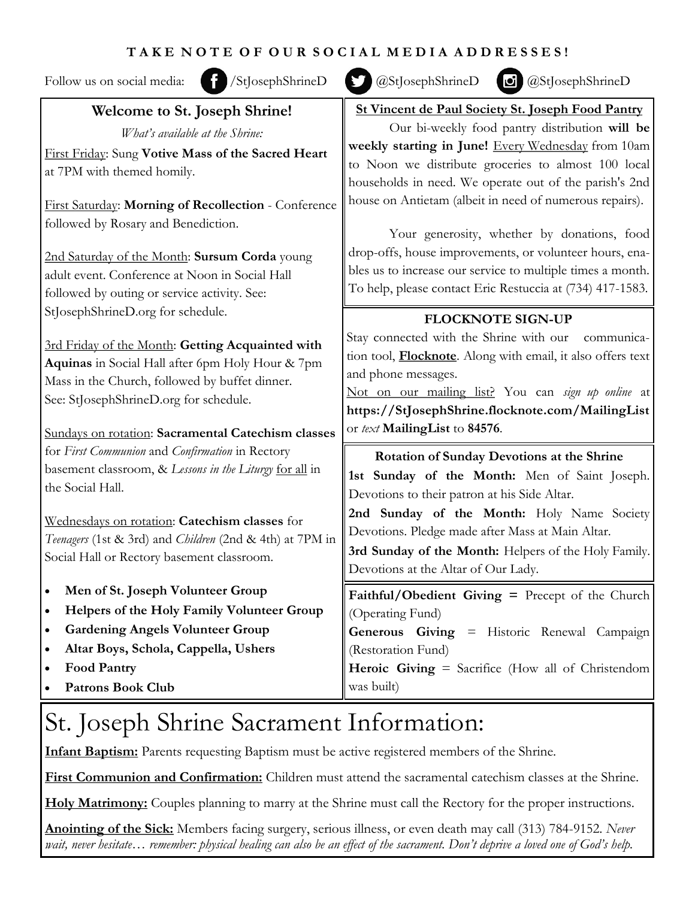**TAKE NOTE OF OUR SOCIAL MEDIA ADDRESSES!**

Follow us on social media: /StJosephShrineD @StJosephShrineD @StJosephShrineD

## Welcome to St. Joseph Shrine!

*What's available at the Shrine:*

First Friday: Sung **Votive Mass of the Sacred Heart** at 7PM with themed homily.

First Saturday: **Morning of Recollection** - Conference followed by Rosary and Benediction.

2nd Saturday of the Month: **Sursum Corda** young adult event. Conference at Noon in Social Hall followed by outing or service activity. See: StJosephShrineD.org for schedule.

3rd Friday of the Month: **Getting Acquainted with Aquinas** in Social Hall after 6pm Holy Hour & 7pm Mass in the Church, followed by buffet dinner. See: StJosephShrineD.org for schedule.

Sundays on rotation: **Sacramental Catechism classes** for *First Communion* and *Confirmation* in Rectory basement classroom, & *Lessons in the Liturgy* for all in the Social Hall.

Wednesdays on rotation: **Catechism classes** for *Teenagers* (1st & 3rd) and *Children* (2nd & 4th) at 7PM in Social Hall or Rectory basement classroom.

- **Men of St. Joseph Volunteer Group**
- **Helpers of the Holy Family Volunteer Group**
- **Gardening Angels Volunteer Group**
- **Altar Boys, Schola, Cappella, Ushers**
- **Food Pantry**
- **Patrons Book Club**

## St Vincent de Paul Society St. Joseph Food Pantry

Our bi-weekly food pantry distribution **will be weekly starting in June!** Every Wednesday from 10am to Noon we distribute groceries to almost 100 local households in need. We operate out of the parish's 2nd house on Antietam (albeit in need of numerous repairs).

Your generosity, whether by donations, food drop-offs, house improvements, or volunteer hours, enables us to increase our service to multiple times a month. To help, please contact Eric Restuccia at (734) 417-1583.

## FLOCKNOTE SIGN-UP

Stay connected with the Shrine with our communication tool, **Flocknote**. Along with email, it also offers text and phone messages.

Not on our mailing list? You can *sign up online* at **https://StJosephShrine.flocknote.com/MailingList** or *text* **MailingList** to **84576**.

## Rotation of Sunday Devotions at the Shrine

**1st Sunday of the Month:** Men of Saint Joseph. Devotions to their patron at his Side Altar.

**2nd Sunday of the Month:** Holy Name Society Devotions. Pledge made after Mass at Main Altar.

**3rd Sunday of the Month:** Helpers of the Holy Family. Devotions at the Altar of Our Lady.

**Faithful/Obedient Giving =** Precept of the Church (Operating Fund)

**Generous Giving** = Historic Renewal Campaign (Restoration Fund)

**Heroic Giving** = Sacrifice (How all of Christendom was built)

# St. Joseph Shrine Sacrament Information:

**Infant Baptism:** Parents requesting Baptism must be active registered members of the Shrine.

**First Communion and Confirmation:** Children must attend the sacramental catechism classes at the Shrine.

**Holy Matrimony:** Couples planning to marry at the Shrine must call the Rectory for the proper instructions.

**Anointing of the Sick:** Members facing surgery, serious illness, or even death may call (313) 784-9152. *Never wait, never hesitate… remember: physical healing can also be an effect of the sacrament. Don't deprive a loved one of God's help.*